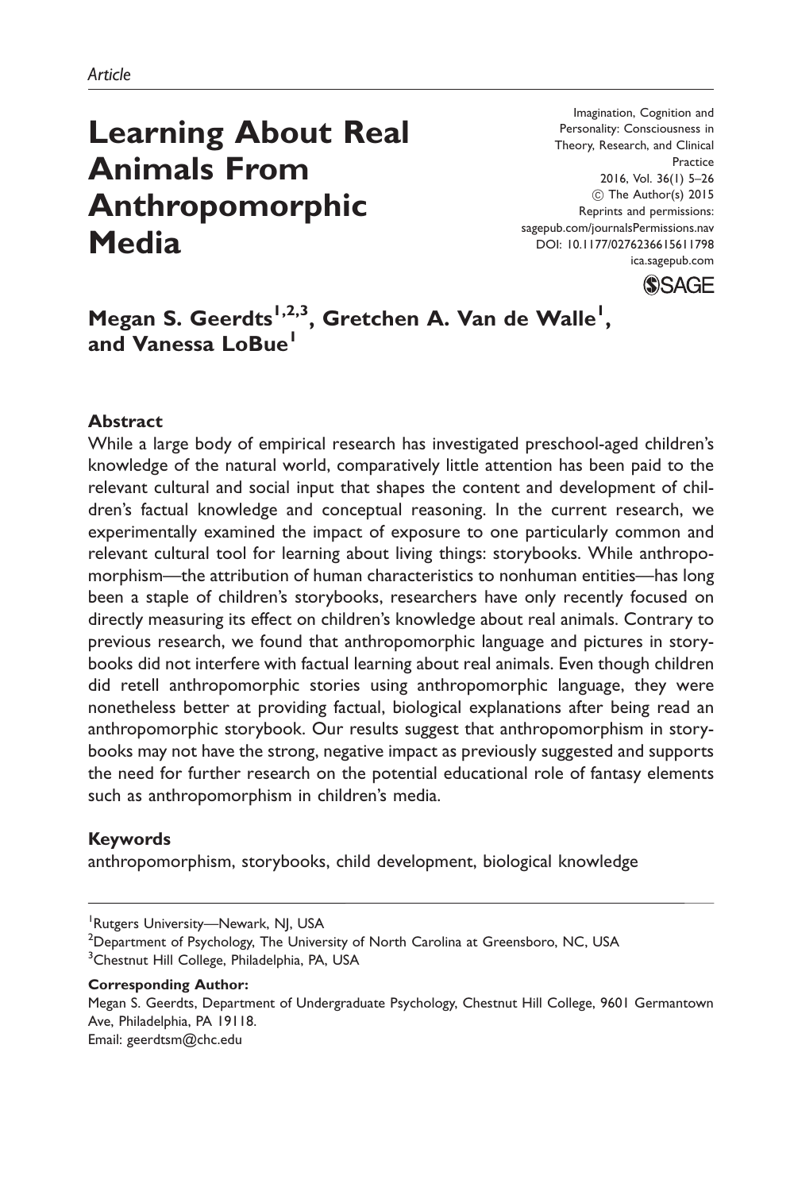*Article*

# Learning About Real Animals From Anthropomorphic Media

Imagination, Cognition and Personality: Consciousness in Theory, Research, and Clinical Practice
2016, Vol. 36(1) 5–26
© The Author(s) 2015
Reprints and permissions: sagepub.com/journalsPermissions.nav
DOI: 10.1177/0276236615611798
ica.sagepub.com

**Megan S. Geerdts[1,2,3], Gretchen A. Van de Walle[1], and Vanessa LoBue[1]**

## Abstract

While a large body of empirical research has investigated preschool-aged children's knowledge of the natural world, comparatively little attention has been paid to the relevant cultural and social input that shapes the content and development of children's factual knowledge and conceptual reasoning. In the current research, we experimentally examined the impact of exposure to one particularly common and relevant cultural tool for learning about living things: storybooks. While anthropomorphism—the attribution of human characteristics to nonhuman entities—has long been a staple of children's storybooks, researchers have only recently focused on directly measuring its effect on children's knowledge about real animals. Contrary to previous research, we found that anthropomorphic language and pictures in storybooks did not interfere with factual learning about real animals. Even though children did retell anthropomorphic stories using anthropomorphic language, they were nonetheless better at providing factual, biological explanations after being read an anthropomorphic storybook. Our results suggest that anthropomorphism in storybooks may not have the strong, negative impact as previously suggested and supports the need for further research on the potential educational role of fantasy elements such as anthropomorphism in children's media.

### Keywords

anthropomorphism, storybooks, child development, biological knowledge

---

[1]Rutgers University—Newark, NJ, USA
[2]Department of Psychology, The University of North Carolina at Greensboro, NC, USA
[3]Chestnut Hill College, Philadelphia, PA, USA

**Corresponding Author:**
Megan S. Geerdts, Department of Undergraduate Psychology, Chestnut Hill College, 9601 Germantown Ave, Philadelphia, PA 19118.
Email: geerdtsm@chc.edu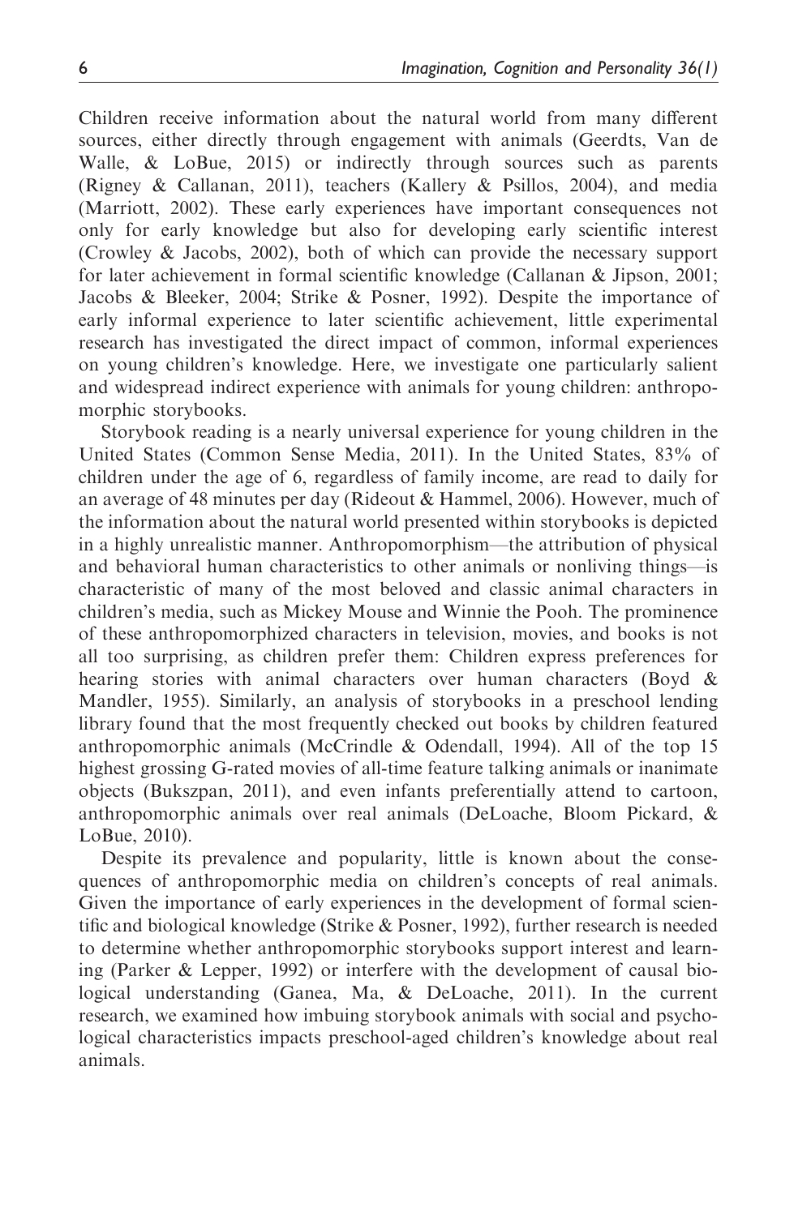Children receive information about the natural world from many different sources, either directly through engagement with animals (Geerdts, Van de Walle, & LoBue, 2015) or indirectly through sources such as parents (Rigney & Callanan, 2011), teachers (Kallery & Psillos, 2004), and media (Marriott, 2002). These early experiences have important consequences not only for early knowledge but also for developing early scientific interest (Crowley & Jacobs, 2002), both of which can provide the necessary support for later achievement in formal scientific knowledge (Callanan & Jipson, 2001; Jacobs & Bleeker, 2004; Strike & Posner, 1992). Despite the importance of early informal experience to later scientific achievement, little experimental research has investigated the direct impact of common, informal experiences on young children's knowledge. Here, we investigate one particularly salient and widespread indirect experience with animals for young children: anthropomorphic storybooks.

Storybook reading is a nearly universal experience for young children in the United States (Common Sense Media, 2011). In the United States, 83% of children under the age of 6, regardless of family income, are read to daily for an average of 48 minutes per day (Rideout & Hammel, 2006). However, much of the information about the natural world presented within storybooks is depicted in a highly unrealistic manner. Anthropomorphism—the attribution of physical and behavioral human characteristics to other animals or nonliving things—is characteristic of many of the most beloved and classic animal characters in children's media, such as Mickey Mouse and Winnie the Pooh. The prominence of these anthropomorphized characters in television, movies, and books is not all too surprising, as children prefer them: Children express preferences for hearing stories with animal characters over human characters (Boyd & Mandler, 1955). Similarly, an analysis of storybooks in a preschool lending library found that the most frequently checked out books by children featured anthropomorphic animals (McCrindle & Odendall, 1994). All of the top 15 highest grossing G-rated movies of all-time feature talking animals or inanimate objects (Bukszpan, 2011), and even infants preferentially attend to cartoon, anthropomorphic animals over real animals (DeLoache, Bloom Pickard, & LoBue, 2010).

Despite its prevalence and popularity, little is known about the consequences of anthropomorphic media on children's concepts of real animals. Given the importance of early experiences in the development of formal scientific and biological knowledge (Strike & Posner, 1992), further research is needed to determine whether anthropomorphic storybooks support interest and learning (Parker & Lepper, 1992) or interfere with the development of causal biological understanding (Ganea, Ma, & DeLoache, 2011). In the current research, we examined how imbuing storybook animals with social and psychological characteristics impacts preschool-aged children's knowledge about real animals.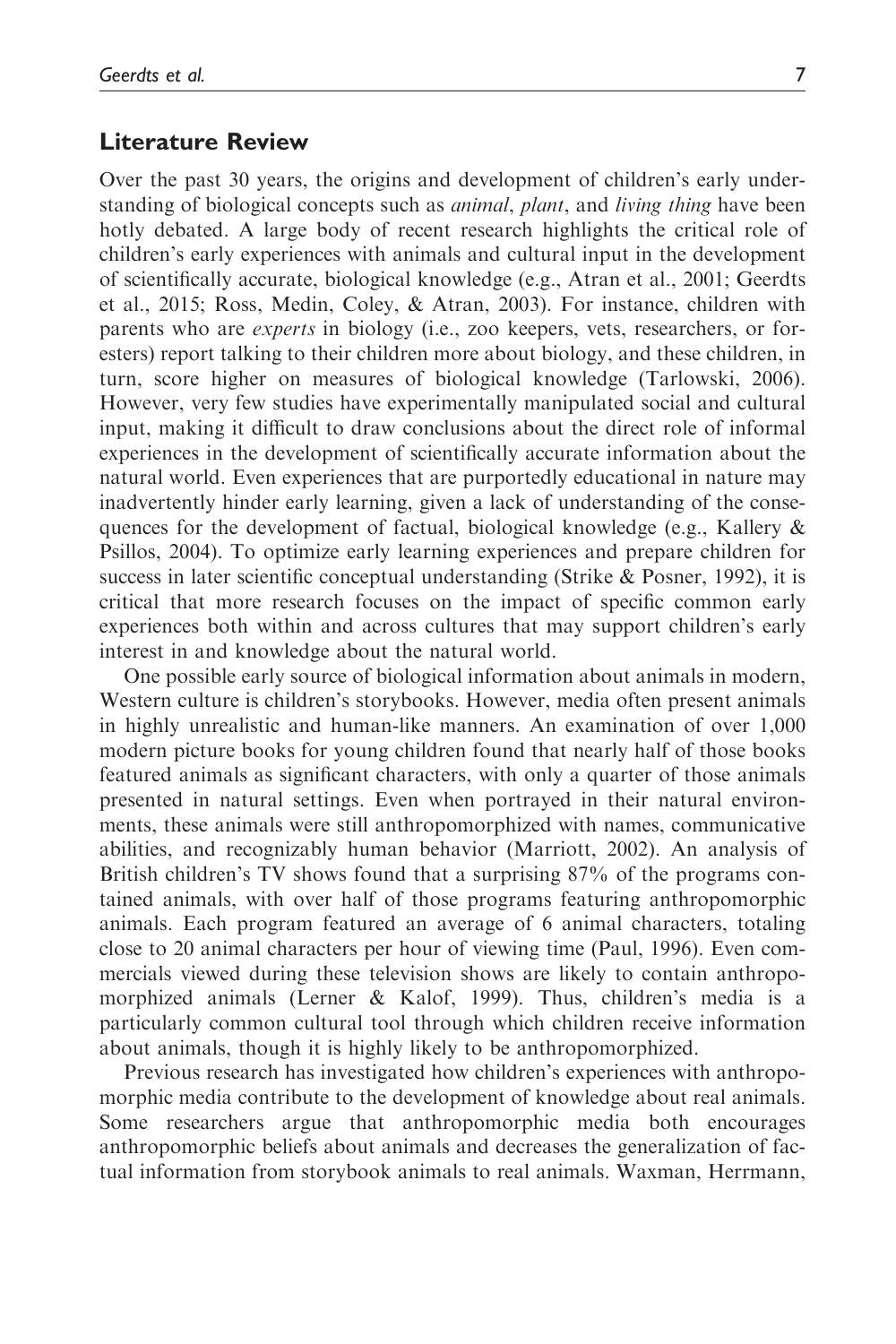## Literature Review

Over the past 30 years, the origins and development of children's early understanding of biological concepts such as *animal*, *plant*, and *living thing* have been hotly debated. A large body of recent research highlights the critical role of children's early experiences with animals and cultural input in the development of scientifically accurate, biological knowledge (e.g., Atran et al., 2001; Geerdts et al., 2015; Ross, Medin, Coley, & Atran, 2003). For instance, children with parents who are *experts* in biology (i.e., zoo keepers, vets, researchers, or foresters) report talking to their children more about biology, and these children, in turn, score higher on measures of biological knowledge (Tarlowski, 2006). However, very few studies have experimentally manipulated social and cultural input, making it difficult to draw conclusions about the direct role of informal experiences in the development of scientifically accurate information about the natural world. Even experiences that are purportedly educational in nature may inadvertently hinder early learning, given a lack of understanding of the consequences for the development of factual, biological knowledge (e.g., Kallery & Psillos, 2004). To optimize early learning experiences and prepare children for success in later scientific conceptual understanding (Strike & Posner, 1992), it is critical that more research focuses on the impact of specific common early experiences both within and across cultures that may support children's early interest in and knowledge about the natural world.

One possible early source of biological information about animals in modern, Western culture is children's storybooks. However, media often present animals in highly unrealistic and human-like manners. An examination of over 1,000 modern picture books for young children found that nearly half of those books featured animals as significant characters, with only a quarter of those animals presented in natural settings. Even when portrayed in their natural environments, these animals were still anthropomorphized with names, communicative abilities, and recognizably human behavior (Marriott, 2002). An analysis of British children's TV shows found that a surprising 87% of the programs contained animals, with over half of those programs featuring anthropomorphic animals. Each program featured an average of 6 animal characters, totaling close to 20 animal characters per hour of viewing time (Paul, 1996). Even commercials viewed during these television shows are likely to contain anthropomorphized animals (Lerner & Kalof, 1999). Thus, children's media is a particularly common cultural tool through which children receive information about animals, though it is highly likely to be anthropomorphized.

Previous research has investigated how children's experiences with anthropomorphic media contribute to the development of knowledge about real animals. Some researchers argue that anthropomorphic media both encourages anthropomorphic beliefs about animals and decreases the generalization of factual information from storybook animals to real animals. Waxman, Herrmann,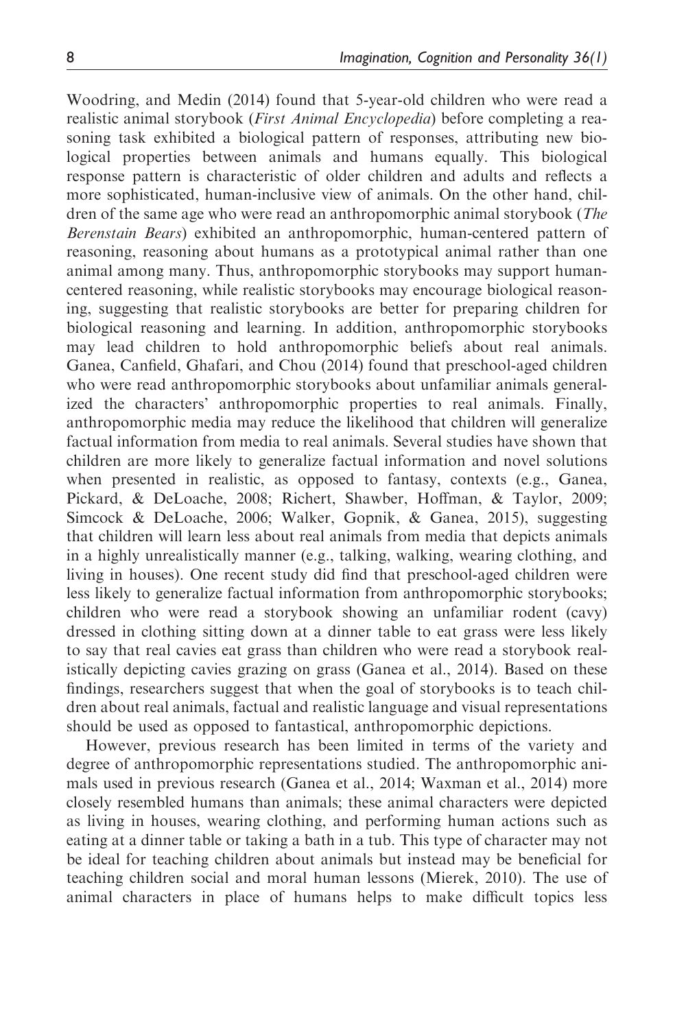Woodring, and Medin (2014) found that 5-year-old children who were read a realistic animal storybook (*First Animal Encyclopedia*) before completing a reasoning task exhibited a biological pattern of responses, attributing new biological properties between animals and humans equally. This biological response pattern is characteristic of older children and adults and reflects a more sophisticated, human-inclusive view of animals. On the other hand, children of the same age who were read an anthropomorphic animal storybook (*The Berenstain Bears*) exhibited an anthropomorphic, human-centered pattern of reasoning, reasoning about humans as a prototypical animal rather than one animal among many. Thus, anthropomorphic storybooks may support human-centered reasoning, while realistic storybooks may encourage biological reasoning, suggesting that realistic storybooks are better for preparing children for biological reasoning and learning. In addition, anthropomorphic storybooks may lead children to hold anthropomorphic beliefs about real animals. Ganea, Canfield, Ghafari, and Chou (2014) found that preschool-aged children who were read anthropomorphic storybooks about unfamiliar animals generalized the characters' anthropomorphic properties to real animals. Finally, anthropomorphic media may reduce the likelihood that children will generalize factual information from media to real animals. Several studies have shown that children are more likely to generalize factual information and novel solutions when presented in realistic, as opposed to fantasy, contexts (e.g., Ganea, Pickard, & DeLoache, 2008; Richert, Shawber, Hoffman, & Taylor, 2009; Simcock & DeLoache, 2006; Walker, Gopnik, & Ganea, 2015), suggesting that children will learn less about real animals from media that depicts animals in a highly unrealistically manner (e.g., talking, walking, wearing clothing, and living in houses). One recent study did find that preschool-aged children were less likely to generalize factual information from anthropomorphic storybooks; children who were read a storybook showing an unfamiliar rodent (cavy) dressed in clothing sitting down at a dinner table to eat grass were less likely to say that real cavies eat grass than children who were read a storybook realistically depicting cavies grazing on grass (Ganea et al., 2014). Based on these findings, researchers suggest that when the goal of storybooks is to teach children about real animals, factual and realistic language and visual representations should be used as opposed to fantastical, anthropomorphic depictions.

However, previous research has been limited in terms of the variety and degree of anthropomorphic representations studied. The anthropomorphic animals used in previous research (Ganea et al., 2014; Waxman et al., 2014) more closely resembled humans than animals; these animal characters were depicted as living in houses, wearing clothing, and performing human actions such as eating at a dinner table or taking a bath in a tub. This type of character may not be ideal for teaching children about animals but instead may be beneficial for teaching children social and moral human lessons (Mierek, 2010). The use of animal characters in place of humans helps to make difficult topics less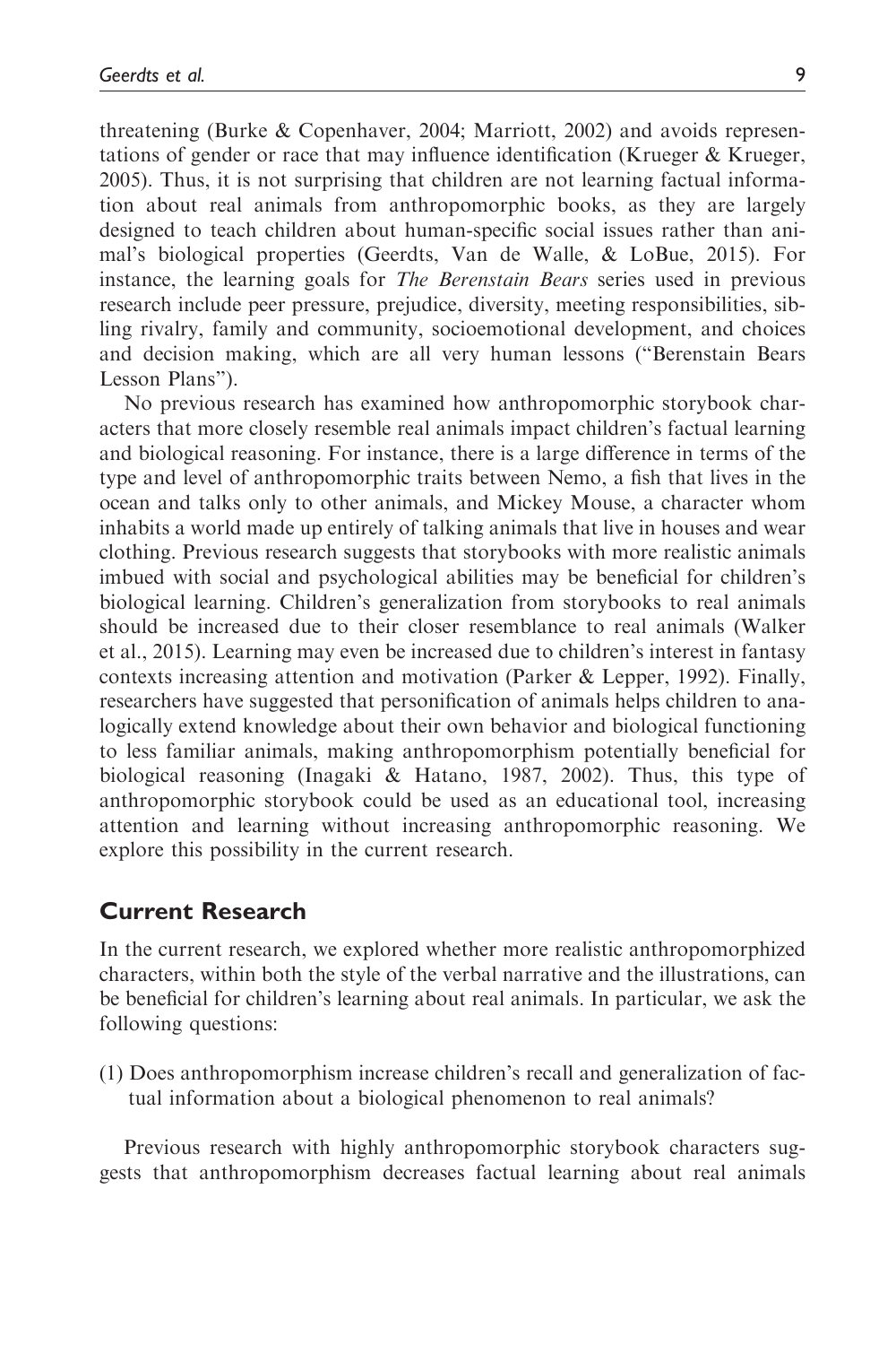threatening (Burke & Copenhaver, 2004; Marriott, 2002) and avoids representations of gender or race that may influence identification (Krueger & Krueger, 2005). Thus, it is not surprising that children are not learning factual information about real animals from anthropomorphic books, as they are largely designed to teach children about human-specific social issues rather than animal's biological properties (Geerdts, Van de Walle, & LoBue, 2015). For instance, the learning goals for *The Berenstain Bears* series used in previous research include peer pressure, prejudice, diversity, meeting responsibilities, sibling rivalry, family and community, socioemotional development, and choices and decision making, which are all very human lessons ("Berenstain Bears Lesson Plans").

No previous research has examined how anthropomorphic storybook characters that more closely resemble real animals impact children's factual learning and biological reasoning. For instance, there is a large difference in terms of the type and level of anthropomorphic traits between Nemo, a fish that lives in the ocean and talks only to other animals, and Mickey Mouse, a character whom inhabits a world made up entirely of talking animals that live in houses and wear clothing. Previous research suggests that storybooks with more realistic animals imbued with social and psychological abilities may be beneficial for children's biological learning. Children's generalization from storybooks to real animals should be increased due to their closer resemblance to real animals (Walker et al., 2015). Learning may even be increased due to children's interest in fantasy contexts increasing attention and motivation (Parker & Lepper, 1992). Finally, researchers have suggested that personification of animals helps children to analogically extend knowledge about their own behavior and biological functioning to less familiar animals, making anthropomorphism potentially beneficial for biological reasoning (Inagaki & Hatano, 1987, 2002). Thus, this type of anthropomorphic storybook could be used as an educational tool, increasing attention and learning without increasing anthropomorphic reasoning. We explore this possibility in the current research.

## Current Research

In the current research, we explored whether more realistic anthropomorphized characters, within both the style of the verbal narrative and the illustrations, can be beneficial for children's learning about real animals. In particular, we ask the following questions:

(1) Does anthropomorphism increase children's recall and generalization of factual information about a biological phenomenon to real animals?

Previous research with highly anthropomorphic storybook characters suggests that anthropomorphism decreases factual learning about real animals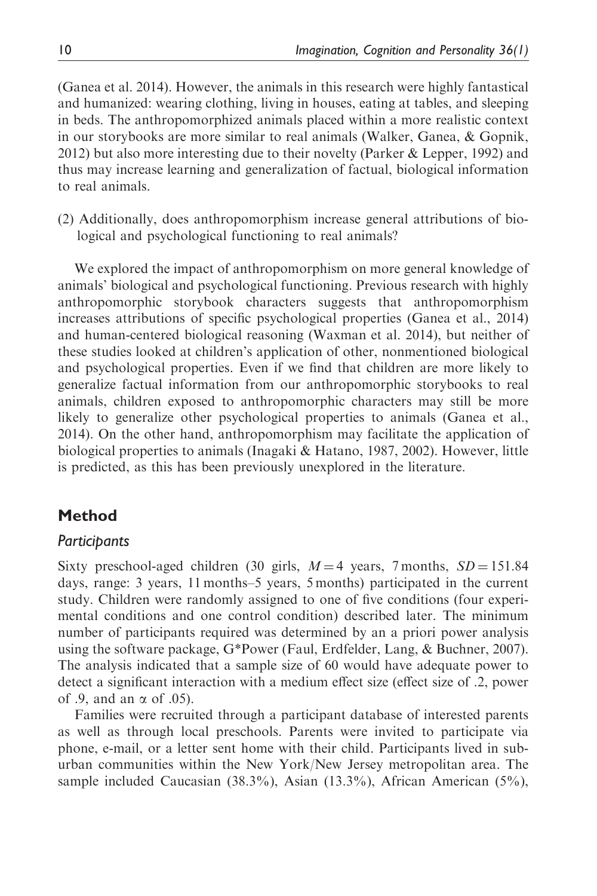(Ganea et al. 2014). However, the animals in this research were highly fantastical and humanized: wearing clothing, living in houses, eating at tables, and sleeping in beds. The anthropomorphized animals placed within a more realistic context in our storybooks are more similar to real animals (Walker, Ganea, & Gopnik, 2012) but also more interesting due to their novelty (Parker & Lepper, 1992) and thus may increase learning and generalization of factual, biological information to real animals.

(2) Additionally, does anthropomorphism increase general attributions of biological and psychological functioning to real animals?

We explored the impact of anthropomorphism on more general knowledge of animals' biological and psychological functioning. Previous research with highly anthropomorphic storybook characters suggests that anthropomorphism increases attributions of specific psychological properties (Ganea et al., 2014) and human-centered biological reasoning (Waxman et al. 2014), but neither of these studies looked at children's application of other, nonmentioned biological and psychological properties. Even if we find that children are more likely to generalize factual information from our anthropomorphic storybooks to real animals, children exposed to anthropomorphic characters may still be more likely to generalize other psychological properties to animals (Ganea et al., 2014). On the other hand, anthropomorphism may facilitate the application of biological properties to animals (Inagaki & Hatano, 1987, 2002). However, little is predicted, as this has been previously unexplored in the literature.

## Method

### *Participants*

Sixty preschool-aged children (30 girls, $M = 4$ years, 7 months, $SD = 151.84$ days, range: 3 years, 11 months–5 years, 5 months) participated in the current study. Children were randomly assigned to one of five conditions (four experimental conditions and one control condition) described later. The minimum number of participants required was determined by an a priori power analysis using the software package, G*Power (Faul, Erdfelder, Lang, & Buchner, 2007). The analysis indicated that a sample size of 60 would have adequate power to detect a significant interaction with a medium effect size (effect size of .2, power of .9, and an $\alpha$ of .05).

Families were recruited through a participant database of interested parents as well as through local preschools. Parents were invited to participate via phone, e-mail, or a letter sent home with their child. Participants lived in suburban communities within the New York/New Jersey metropolitan area. The sample included Caucasian (38.3%), Asian (13.3%), African American (5%),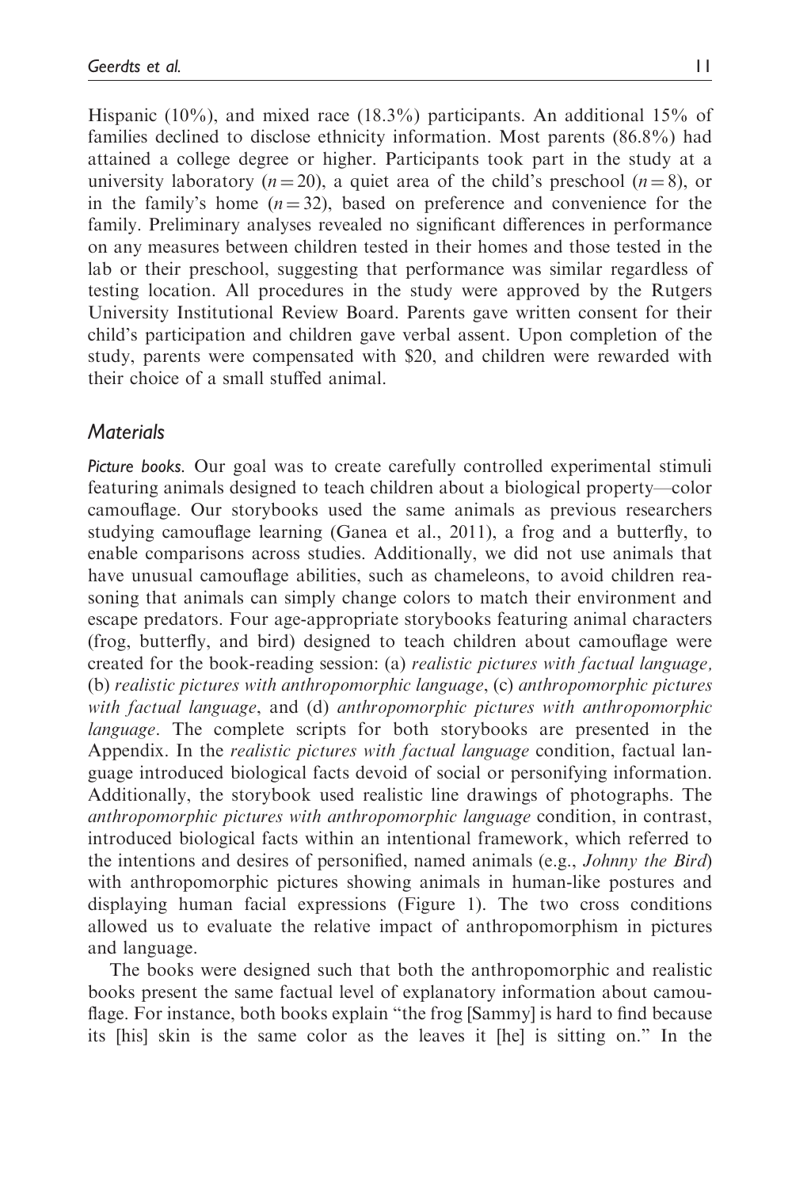Hispanic (10%), and mixed race (18.3%) participants. An additional 15% of families declined to disclose ethnicity information. Most parents (86.8%) had attained a college degree or higher. Participants took part in the study at a university laboratory ($n = 20$), a quiet area of the child's preschool ($n = 8$), or in the family's home ($n = 32$), based on preference and convenience for the family. Preliminary analyses revealed no significant differences in performance on any measures between children tested in their homes and those tested in the lab or their preschool, suggesting that performance was similar regardless of testing location. All procedures in the study were approved by the Rutgers University Institutional Review Board. Parents gave written consent for their child's participation and children gave verbal assent. Upon completion of the study, parents were compensated with \$20, and children were rewarded with their choice of a small stuffed animal.

## *Materials*

***Picture books.*** Our goal was to create carefully controlled experimental stimuli featuring animals designed to teach children about a biological property—color camouflage. Our storybooks used the same animals as previous researchers studying camouflage learning (Ganea et al., 2011), a frog and a butterfly, to enable comparisons across studies. Additionally, we did not use animals that have unusual camouflage abilities, such as chameleons, to avoid children reasoning that animals can simply change colors to match their environment and escape predators. Four age-appropriate storybooks featuring animal characters (frog, butterfly, and bird) designed to teach children about camouflage were created for the book-reading session: (a) *realistic pictures with factual language,* (b) *realistic pictures with anthropomorphic language*, (c) *anthropomorphic pictures with factual language*, and (d) *anthropomorphic pictures with anthropomorphic language*. The complete scripts for both storybooks are presented in the Appendix. In the *realistic pictures with factual language* condition, factual language introduced biological facts devoid of social or personifying information. Additionally, the storybook used realistic line drawings of photographs. The *anthropomorphic pictures with anthropomorphic language* condition, in contrast, introduced biological facts within an intentional framework, which referred to the intentions and desires of personified, named animals (e.g., *Johnny the Bird*) with anthropomorphic pictures showing animals in human-like postures and displaying human facial expressions (Figure 1). The two cross conditions allowed us to evaluate the relative impact of anthropomorphism in pictures and language.

The books were designed such that both the anthropomorphic and realistic books present the same factual level of explanatory information about camouflage. For instance, both books explain "the frog [Sammy] is hard to find because its [his] skin is the same color as the leaves it [he] is sitting on." In the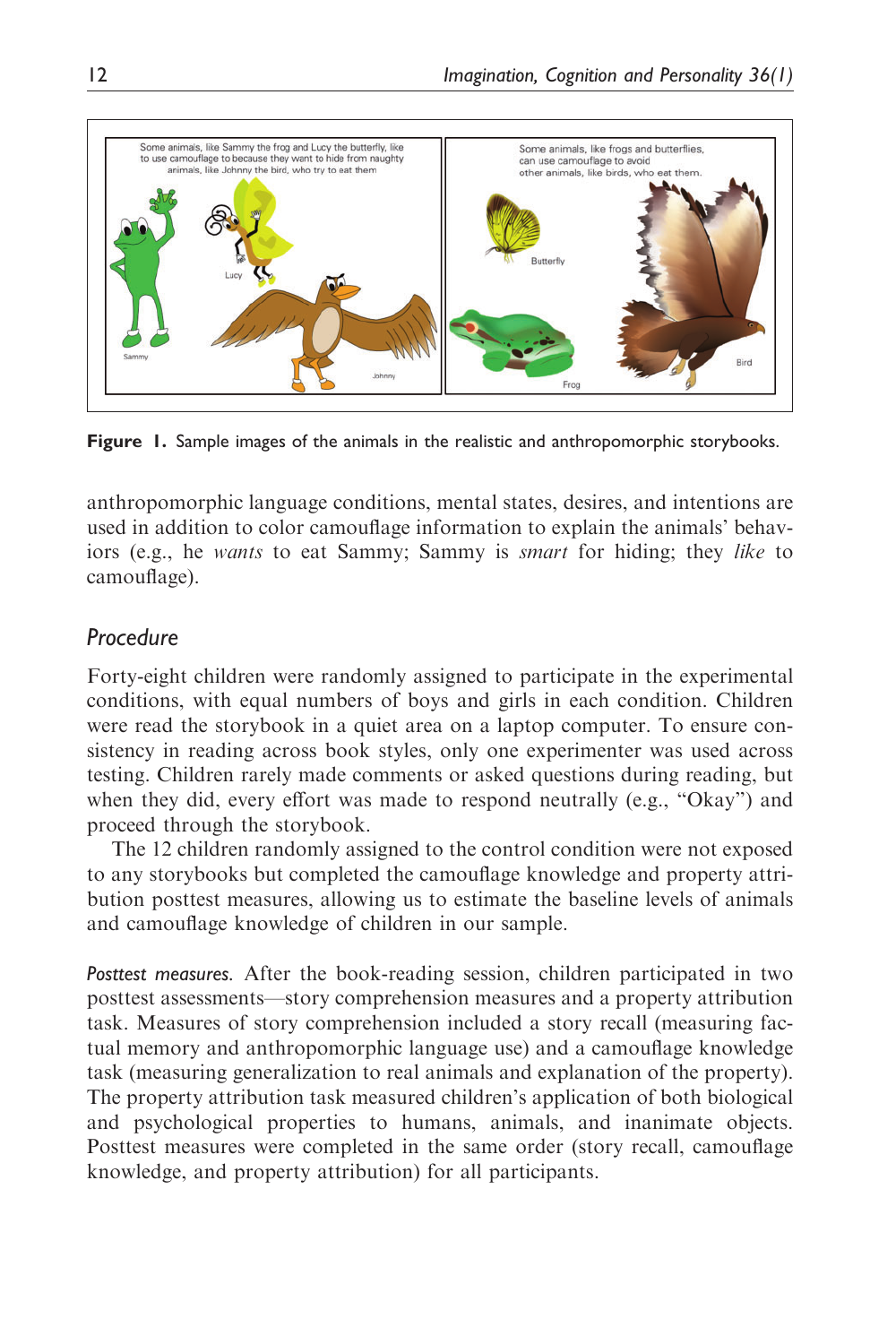**Figure 1.** Sample images of the animals in the realistic and anthropomorphic storybooks.

anthropomorphic language conditions, mental states, desires, and intentions are used in addition to color camouflage information to explain the animals' behaviors (e.g., he *wants* to eat Sammy; Sammy is *smart* for hiding; they *like* to camouflage).

## *Procedure*

Forty-eight children were randomly assigned to participate in the experimental conditions, with equal numbers of boys and girls in each condition. Children were read the storybook in a quiet area on a laptop computer. To ensure consistency in reading across book styles, only one experimenter was used across testing. Children rarely made comments or asked questions during reading, but when they did, every effort was made to respond neutrally (e.g., "Okay") and proceed through the storybook.

The 12 children randomly assigned to the control condition were not exposed to any storybooks but completed the camouflage knowledge and property attribution posttest measures, allowing us to estimate the baseline levels of animals and camouflage knowledge of children in our sample.

*Posttest measures.* After the book-reading session, children participated in two posttest assessments—story comprehension measures and a property attribution task. Measures of story comprehension included a story recall (measuring factual memory and anthropomorphic language use) and a camouflage knowledge task (measuring generalization to real animals and explanation of the property). The property attribution task measured children's application of both biological and psychological properties to humans, animals, and inanimate objects. Posttest measures were completed in the same order (story recall, camouflage knowledge, and property attribution) for all participants.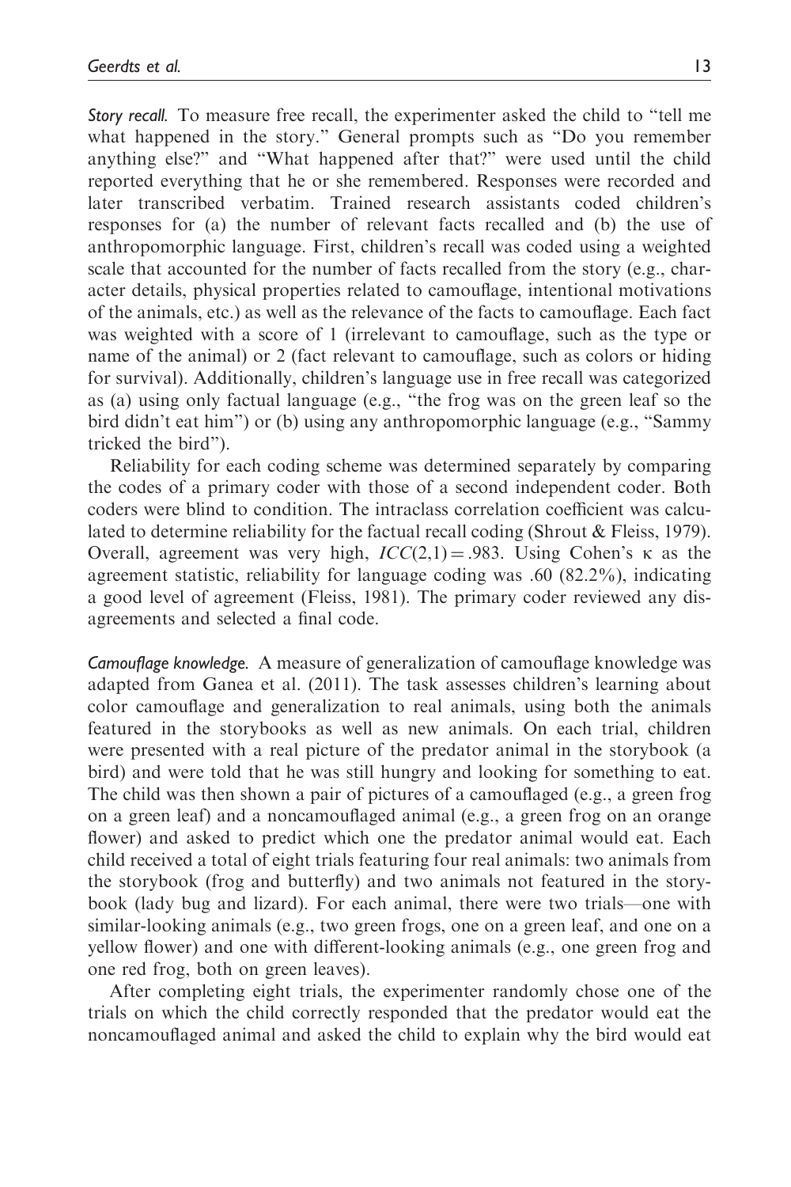*Story recall.* To measure free recall, the experimenter asked the child to "tell me what happened in the story." General prompts such as "Do you remember anything else?" and "What happened after that?" were used until the child reported everything that he or she remembered. Responses were recorded and later transcribed verbatim. Trained research assistants coded children's responses for (a) the number of relevant facts recalled and (b) the use of anthropomorphic language. First, children's recall was coded using a weighted scale that accounted for the number of facts recalled from the story (e.g., character details, physical properties related to camouflage, intentional motivations of the animals, etc.) as well as the relevance of the facts to camouflage. Each fact was weighted with a score of 1 (irrelevant to camouflage, such as the type or name of the animal) or 2 (fact relevant to camouflage, such as colors or hiding for survival). Additionally, children's language use in free recall was categorized as (a) using only factual language (e.g., "the frog was on the green leaf so the bird didn't eat him") or (b) using any anthropomorphic language (e.g., "Sammy tricked the bird").

Reliability for each coding scheme was determined separately by comparing the codes of a primary coder with those of a second independent coder. Both coders were blind to condition. The intraclass correlation coefficient was calculated to determine reliability for the factual recall coding (Shrout & Fleiss, 1979). Overall, agreement was very high, $ICC(2,1) = .983$. Using Cohen's $\kappa$ as the agreement statistic, reliability for language coding was .60 (82.2%), indicating a good level of agreement (Fleiss, 1981). The primary coder reviewed any disagreements and selected a final code.

*Camouflage knowledge.* A measure of generalization of camouflage knowledge was adapted from Ganea et al. (2011). The task assesses children's learning about color camouflage and generalization to real animals, using both the animals featured in the storybooks as well as new animals. On each trial, children were presented with a real picture of the predator animal in the storybook (a bird) and were told that he was still hungry and looking for something to eat. The child was then shown a pair of pictures of a camouflaged (e.g., a green frog on a green leaf) and a noncamouflaged animal (e.g., a green frog on an orange flower) and asked to predict which one the predator animal would eat. Each child received a total of eight trials featuring four real animals: two animals from the storybook (frog and butterfly) and two animals not featured in the storybook (lady bug and lizard). For each animal, there were two trials—one with similar-looking animals (e.g., two green frogs, one on a green leaf, and one on a yellow flower) and one with different-looking animals (e.g., one green frog and one red frog, both on green leaves).

After completing eight trials, the experimenter randomly chose one of the trials on which the child correctly responded that the predator would eat the noncamouflaged animal and asked the child to explain why the bird would eat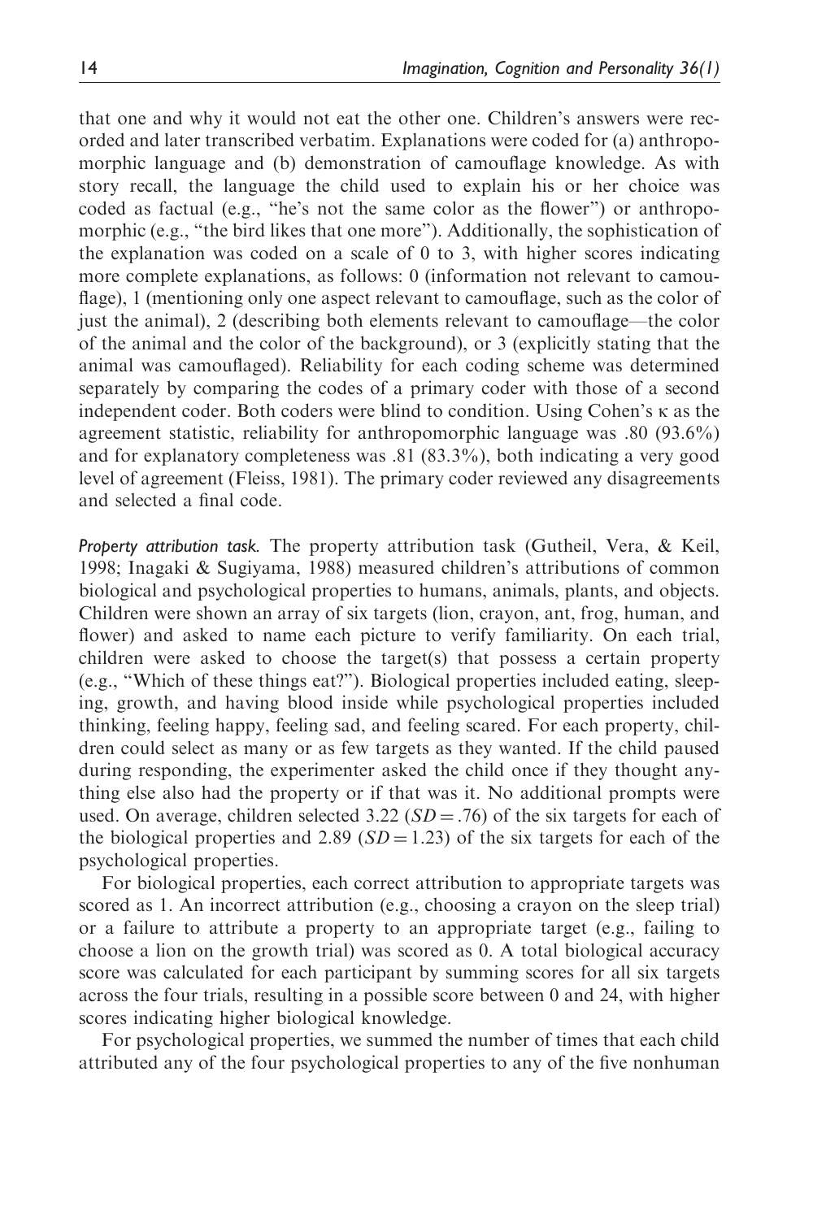that one and why it would not eat the other one. Children's answers were recorded and later transcribed verbatim. Explanations were coded for (a) anthropomorphic language and (b) demonstration of camouflage knowledge. As with story recall, the language the child used to explain his or her choice was coded as factual (e.g., "he's not the same color as the flower") or anthropomorphic (e.g., "the bird likes that one more"). Additionally, the sophistication of the explanation was coded on a scale of 0 to 3, with higher scores indicating more complete explanations, as follows: 0 (information not relevant to camouflage), 1 (mentioning only one aspect relevant to camouflage, such as the color of just the animal), 2 (describing both elements relevant to camouflage—the color of the animal and the color of the background), or 3 (explicitly stating that the animal was camouflaged). Reliability for each coding scheme was determined separately by comparing the codes of a primary coder with those of a second independent coder. Both coders were blind to condition. Using Cohen's $\kappa$ as the agreement statistic, reliability for anthropomorphic language was .80 (93.6%) and for explanatory completeness was .81 (83.3%), both indicating a very good level of agreement (Fleiss, 1981). The primary coder reviewed any disagreements and selected a final code.

*Property attribution task.* The property attribution task (Gutheil, Vera, & Keil, 1998; Inagaki & Sugiyama, 1988) measured children's attributions of common biological and psychological properties to humans, animals, plants, and objects. Children were shown an array of six targets (lion, crayon, ant, frog, human, and flower) and asked to name each picture to verify familiarity. On each trial, children were asked to choose the target(s) that possess a certain property (e.g., "Which of these things eat?"). Biological properties included eating, sleeping, growth, and having blood inside while psychological properties included thinking, feeling happy, feeling sad, and feeling scared. For each property, children could select as many or as few targets as they wanted. If the child paused during responding, the experimenter asked the child once if they thought anything else also had the property or if that was it. No additional prompts were used. On average, children selected 3.22 ($SD = .76$) of the six targets for each of the biological properties and 2.89 ($SD = 1.23$) of the six targets for each of the psychological properties.

For biological properties, each correct attribution to appropriate targets was scored as 1. An incorrect attribution (e.g., choosing a crayon on the sleep trial) or a failure to attribute a property to an appropriate target (e.g., failing to choose a lion on the growth trial) was scored as 0. A total biological accuracy score was calculated for each participant by summing scores for all six targets across the four trials, resulting in a possible score between 0 and 24, with higher scores indicating higher biological knowledge.

For psychological properties, we summed the number of times that each child attributed any of the four psychological properties to any of the five nonhuman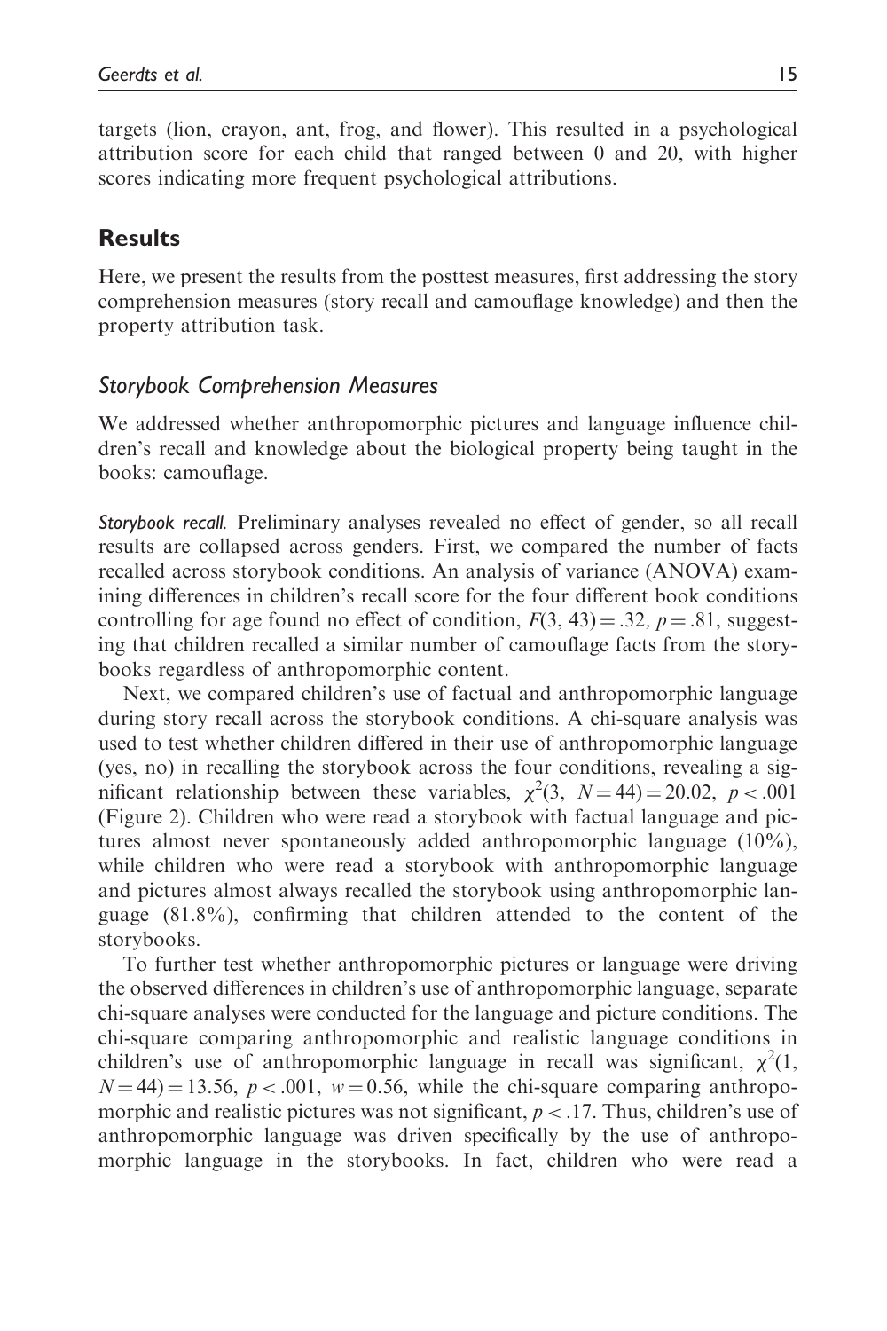targets (lion, crayon, ant, frog, and flower). This resulted in a psychological attribution score for each child that ranged between 0 and 20, with higher scores indicating more frequent psychological attributions.

## Results

Here, we present the results from the posttest measures, first addressing the story comprehension measures (story recall and camouflage knowledge) and then the property attribution task.

### *Storybook Comprehension Measures*

We addressed whether anthropomorphic pictures and language influence children's recall and knowledge about the biological property being taught in the books: camouflage.

*Storybook recall.* Preliminary analyses revealed no effect of gender, so all recall results are collapsed across genders. First, we compared the number of facts recalled across storybook conditions. An analysis of variance (ANOVA) examining differences in children's recall score for the four different book conditions controlling for age found no effect of condition, $F(3, 43) = .32$, $p = .81$, suggesting that children recalled a similar number of camouflage facts from the storybooks regardless of anthropomorphic content.

Next, we compared children's use of factual and anthropomorphic language during story recall across the storybook conditions. A chi-square analysis was used to test whether children differed in their use of anthropomorphic language (yes, no) in recalling the storybook across the four conditions, revealing a significant relationship between these variables, $\chi^2(3,\ N = 44) = 20.02$, $p < .001$ (Figure 2). Children who were read a storybook with factual language and pictures almost never spontaneously added anthropomorphic language (10%), while children who were read a storybook with anthropomorphic language and pictures almost always recalled the storybook using anthropomorphic language (81.8%), confirming that children attended to the content of the storybooks.

To further test whether anthropomorphic pictures or language were driving the observed differences in children's use of anthropomorphic language, separate chi-square analyses were conducted for the language and picture conditions. The chi-square comparing anthropomorphic and realistic language conditions in children's use of anthropomorphic language in recall was significant, $\chi^2(1,\ N = 44) = 13.56$, $p < .001$, $w = 0.56$, while the chi-square comparing anthropomorphic and realistic pictures was not significant, $p < .17$. Thus, children's use of anthropomorphic language was driven specifically by the use of anthropomorphic language in the storybooks. In fact, children who were read a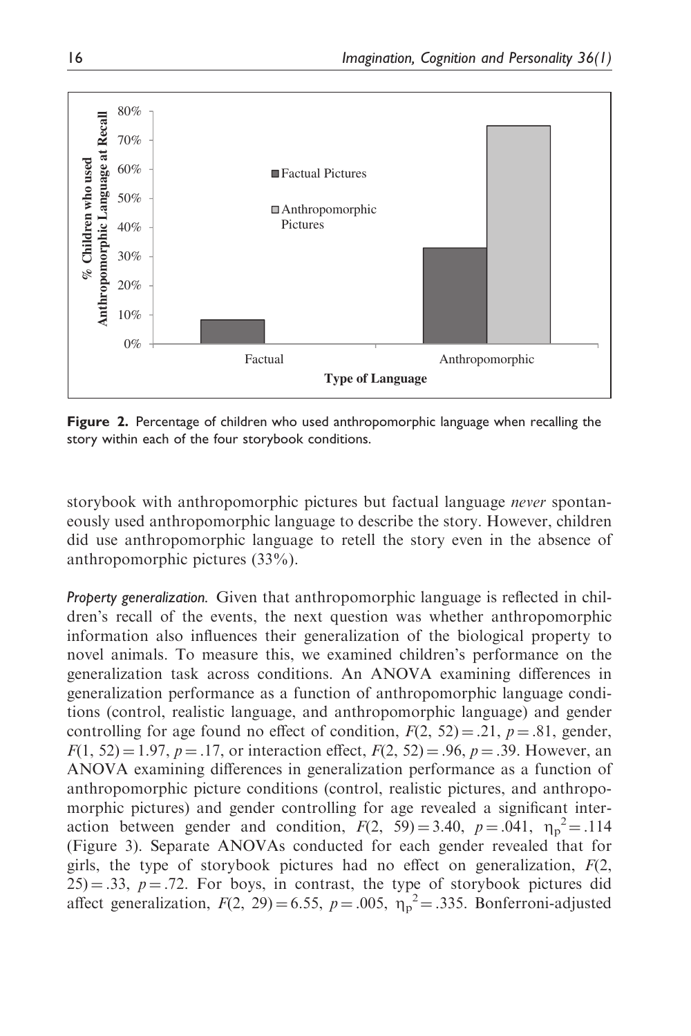**Figure 2.** Percentage of children who used anthropomorphic language when recalling the story within each of the four storybook conditions.

storybook with anthropomorphic pictures but factual language *never* spontaneously used anthropomorphic language to describe the story. However, children did use anthropomorphic language to retell the story even in the absence of anthropomorphic pictures (33%).

*Property generalization.* Given that anthropomorphic language is reflected in children's recall of the events, the next question was whether anthropomorphic information also influences their generalization of the biological property to novel animals. To measure this, we examined children's performance on the generalization task across conditions. An ANOVA examining differences in generalization performance as a function of anthropomorphic language conditions (control, realistic language, and anthropomorphic language) and gender controlling for age found no effect of condition, $F(2, 52) = .21$, $p = .81$, gender, $F(1, 52) = 1.97$, $p = .17$, or interaction effect, $F(2, 52) = .96$, $p = .39$. However, an ANOVA examining differences in generalization performance as a function of anthropomorphic picture conditions (control, realistic pictures, and anthropomorphic pictures) and gender controlling for age revealed a significant interaction between gender and condition, $F(2, 59) = 3.40$, $p = .041$, $\eta_p^2 = .114$ (Figure 3). Separate ANOVAs conducted for each gender revealed that for girls, the type of storybook pictures had no effect on generalization, $F(2, 25) = .33$, $p = .72$. For boys, in contrast, the type of storybook pictures did affect generalization, $F(2, 29) = 6.55$, $p = .005$, $\eta_p^2 = .335$. Bonferroni-adjusted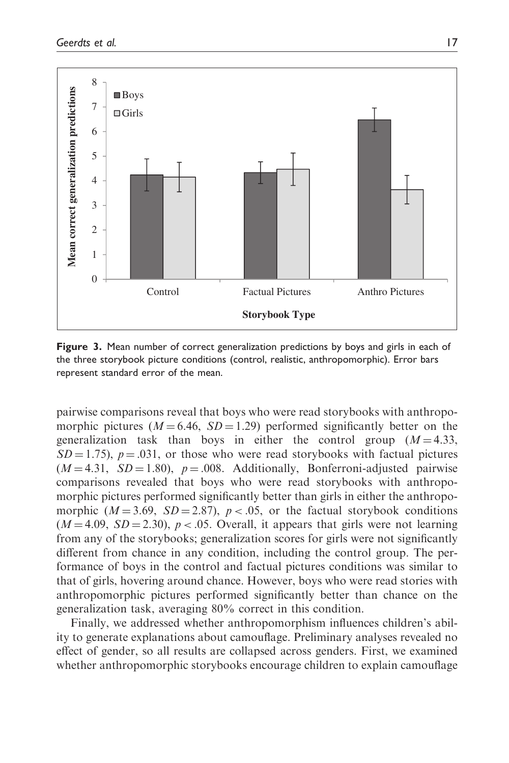**Figure 3.** Mean number of correct generalization predictions by boys and girls in each of the three storybook picture conditions (control, realistic, anthropomorphic). Error bars represent standard error of the mean.

pairwise comparisons reveal that boys who were read storybooks with anthropomorphic pictures ($M = 6.46$, $SD = 1.29$) performed significantly better on the generalization task than boys in either the control group ($M = 4.33$, $SD = 1.75$), $p = .031$, or those who were read storybooks with factual pictures ($M = 4.31$, $SD = 1.80$), $p = .008$. Additionally, Bonferroni-adjusted pairwise comparisons revealed that boys who were read storybooks with anthropomorphic pictures performed significantly better than girls in either the anthropomorphic ($M = 3.69$, $SD = 2.87$), $p < .05$, or the factual storybook conditions ($M = 4.09$, $SD = 2.30$), $p < .05$. Overall, it appears that girls were not learning from any of the storybooks; generalization scores for girls were not significantly different from chance in any condition, including the control group. The performance of boys in the control and factual pictures conditions was similar to that of girls, hovering around chance. However, boys who were read stories with anthropomorphic pictures performed significantly better than chance on the generalization task, averaging 80% correct in this condition.

Finally, we addressed whether anthropomorphism influences children's ability to generate explanations about camouflage. Preliminary analyses revealed no effect of gender, so all results are collapsed across genders. First, we examined whether anthropomorphic storybooks encourage children to explain camouflage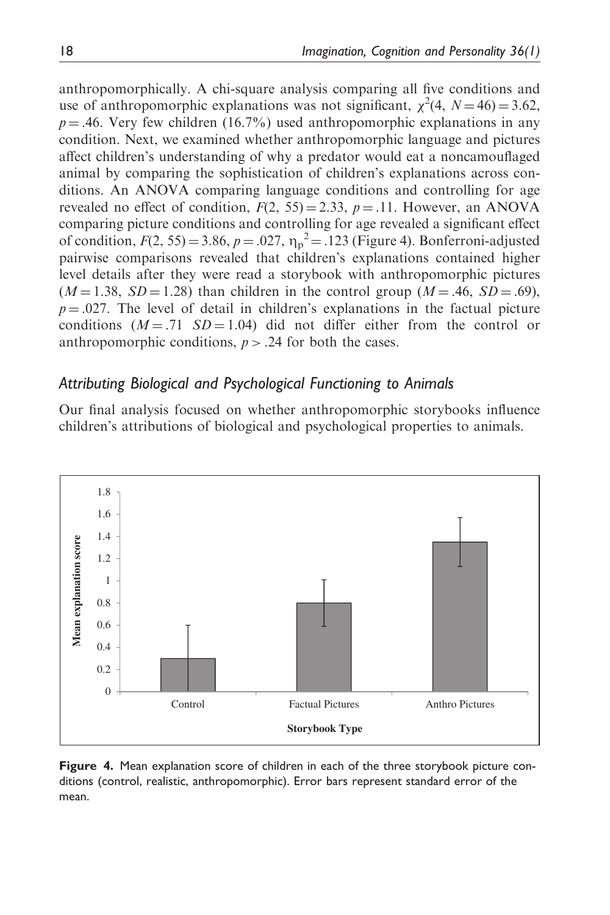anthropomorphically. A chi-square analysis comparing all five conditions and use of anthropomorphic explanations was not significant, $\chi^2(4, N = 46) = 3.62$, $p = .46$. Very few children (16.7%) used anthropomorphic explanations in any condition. Next, we examined whether anthropomorphic language and pictures affect children's understanding of why a predator would eat a noncamouflaged animal by comparing the sophistication of children's explanations across conditions. An ANOVA comparing language conditions and controlling for age revealed no effect of condition, $F(2, 55) = 2.33$, $p = .11$. However, an ANOVA comparing picture conditions and controlling for age revealed a significant effect of condition, $F(2, 55) = 3.86$, $p = .027$, $\eta_p^2 = .123$ (Figure 4). Bonferroni-adjusted pairwise comparisons revealed that children's explanations contained higher level details after they were read a storybook with anthropomorphic pictures ($M = 1.38$, $SD = 1.28$) than children in the control group ($M = .46$, $SD = .69$), $p = .027$. The level of detail in children's explanations in the factual picture conditions ($M = .71$ $SD = 1.04$) did not differ either from the control or anthropomorphic conditions, $p > .24$ for both the cases.

### *Attributing Biological and Psychological Functioning to Animals*

Our final analysis focused on whether anthropomorphic storybooks influence children's attributions of biological and psychological properties to animals.

**Figure 4.** Mean explanation score of children in each of the three storybook picture conditions (control, realistic, anthropomorphic). Error bars represent standard error of the mean.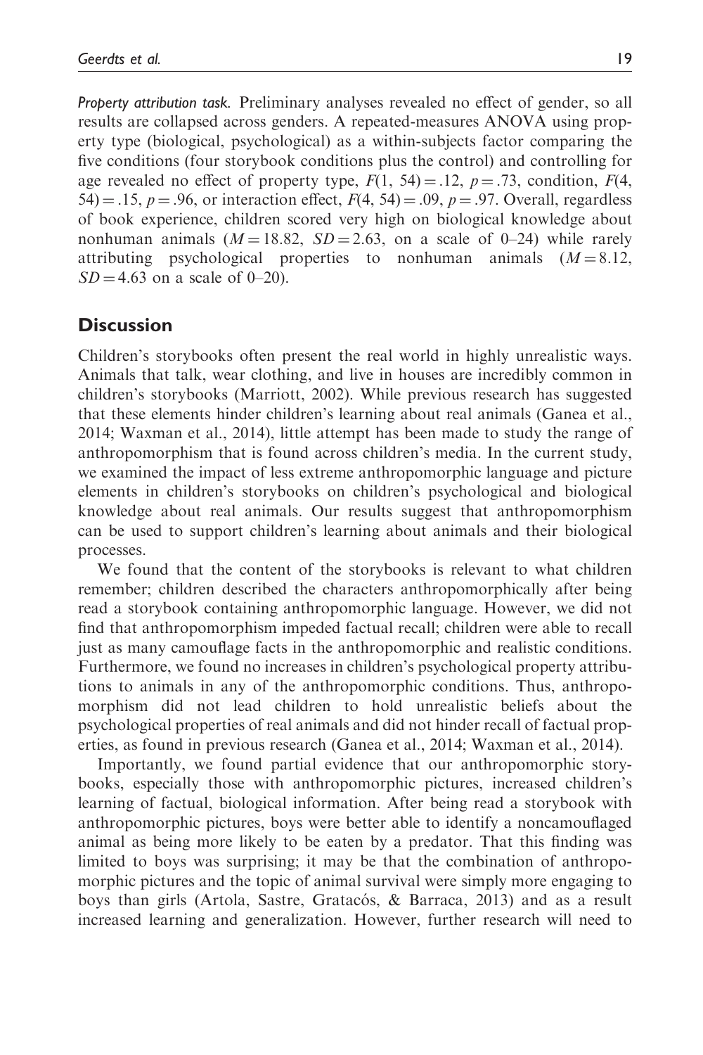*Property attribution task.* Preliminary analyses revealed no effect of gender, so all results are collapsed across genders. A repeated-measures ANOVA using property type (biological, psychological) as a within-subjects factor comparing the five conditions (four storybook conditions plus the control) and controlling for age revealed no effect of property type, $F(1, 54) = .12$, $p = .73$, condition, $F(4, 54) = .15$, $p = .96$, or interaction effect, $F(4, 54) = .09$, $p = .97$. Overall, regardless of book experience, children scored very high on biological knowledge about nonhuman animals ($M = 18.82$, $SD = 2.63$, on a scale of 0–24) while rarely attributing psychological properties to nonhuman animals ($M = 8.12$, $SD = 4.63$ on a scale of 0–20).

## Discussion

Children's storybooks often present the real world in highly unrealistic ways. Animals that talk, wear clothing, and live in houses are incredibly common in children's storybooks (Marriott, 2002). While previous research has suggested that these elements hinder children's learning about real animals (Ganea et al., 2014; Waxman et al., 2014), little attempt has been made to study the range of anthropomorphism that is found across children's media. In the current study, we examined the impact of less extreme anthropomorphic language and picture elements in children's storybooks on children's psychological and biological knowledge about real animals. Our results suggest that anthropomorphism can be used to support children's learning about animals and their biological processes.

We found that the content of the storybooks is relevant to what children remember; children described the characters anthropomorphically after being read a storybook containing anthropomorphic language. However, we did not find that anthropomorphism impeded factual recall; children were able to recall just as many camouflage facts in the anthropomorphic and realistic conditions. Furthermore, we found no increases in children's psychological property attributions to animals in any of the anthropomorphic conditions. Thus, anthropomorphism did not lead children to hold unrealistic beliefs about the psychological properties of real animals and did not hinder recall of factual properties, as found in previous research (Ganea et al., 2014; Waxman et al., 2014).

Importantly, we found partial evidence that our anthropomorphic storybooks, especially those with anthropomorphic pictures, increased children's learning of factual, biological information. After being read a storybook with anthropomorphic pictures, boys were better able to identify a noncamouflaged animal as being more likely to be eaten by a predator. That this finding was limited to boys was surprising; it may be that the combination of anthropomorphic pictures and the topic of animal survival were simply more engaging to boys than girls (Artola, Sastre, Gratacós, & Barraca, 2013) and as a result increased learning and generalization. However, further research will need to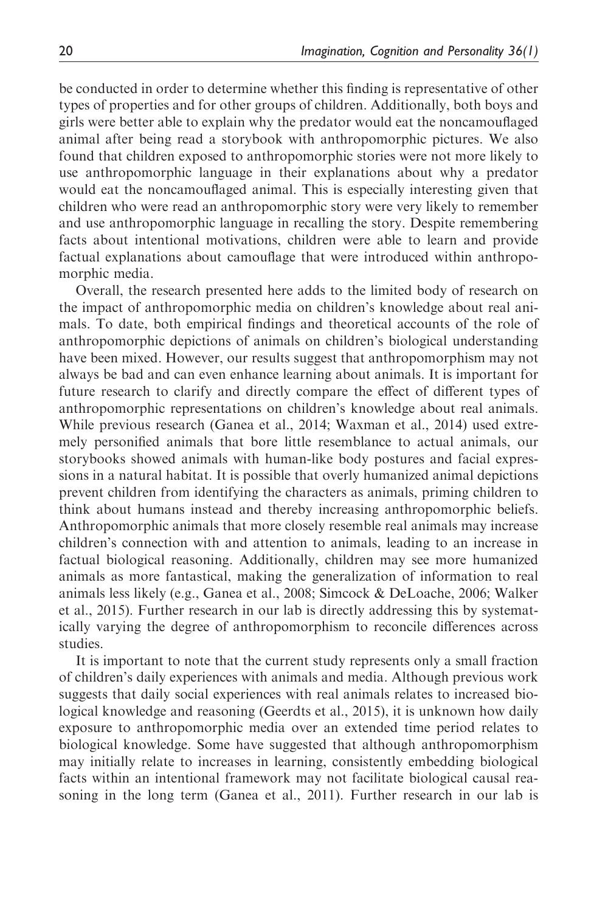be conducted in order to determine whether this finding is representative of other types of properties and for other groups of children. Additionally, both boys and girls were better able to explain why the predator would eat the noncamouflaged animal after being read a storybook with anthropomorphic pictures. We also found that children exposed to anthropomorphic stories were not more likely to use anthropomorphic language in their explanations about why a predator would eat the noncamouflaged animal. This is especially interesting given that children who were read an anthropomorphic story were very likely to remember and use anthropomorphic language in recalling the story. Despite remembering facts about intentional motivations, children were able to learn and provide factual explanations about camouflage that were introduced within anthropomorphic media.

Overall, the research presented here adds to the limited body of research on the impact of anthropomorphic media on children's knowledge about real animals. To date, both empirical findings and theoretical accounts of the role of anthropomorphic depictions of animals on children's biological understanding have been mixed. However, our results suggest that anthropomorphism may not always be bad and can even enhance learning about animals. It is important for future research to clarify and directly compare the effect of different types of anthropomorphic representations on children's knowledge about real animals. While previous research (Ganea et al., 2014; Waxman et al., 2014) used extremely personified animals that bore little resemblance to actual animals, our storybooks showed animals with human-like body postures and facial expressions in a natural habitat. It is possible that overly humanized animal depictions prevent children from identifying the characters as animals, priming children to think about humans instead and thereby increasing anthropomorphic beliefs. Anthropomorphic animals that more closely resemble real animals may increase children's connection with and attention to animals, leading to an increase in factual biological reasoning. Additionally, children may see more humanized animals as more fantastical, making the generalization of information to real animals less likely (e.g., Ganea et al., 2008; Simcock & DeLoache, 2006; Walker et al., 2015). Further research in our lab is directly addressing this by systematically varying the degree of anthropomorphism to reconcile differences across studies.

It is important to note that the current study represents only a small fraction of children's daily experiences with animals and media. Although previous work suggests that daily social experiences with real animals relates to increased biological knowledge and reasoning (Geerdts et al., 2015), it is unknown how daily exposure to anthropomorphic media over an extended time period relates to biological knowledge. Some have suggested that although anthropomorphism may initially relate to increases in learning, consistently embedding biological facts within an intentional framework may not facilitate biological causal reasoning in the long term (Ganea et al., 2011). Further research in our lab is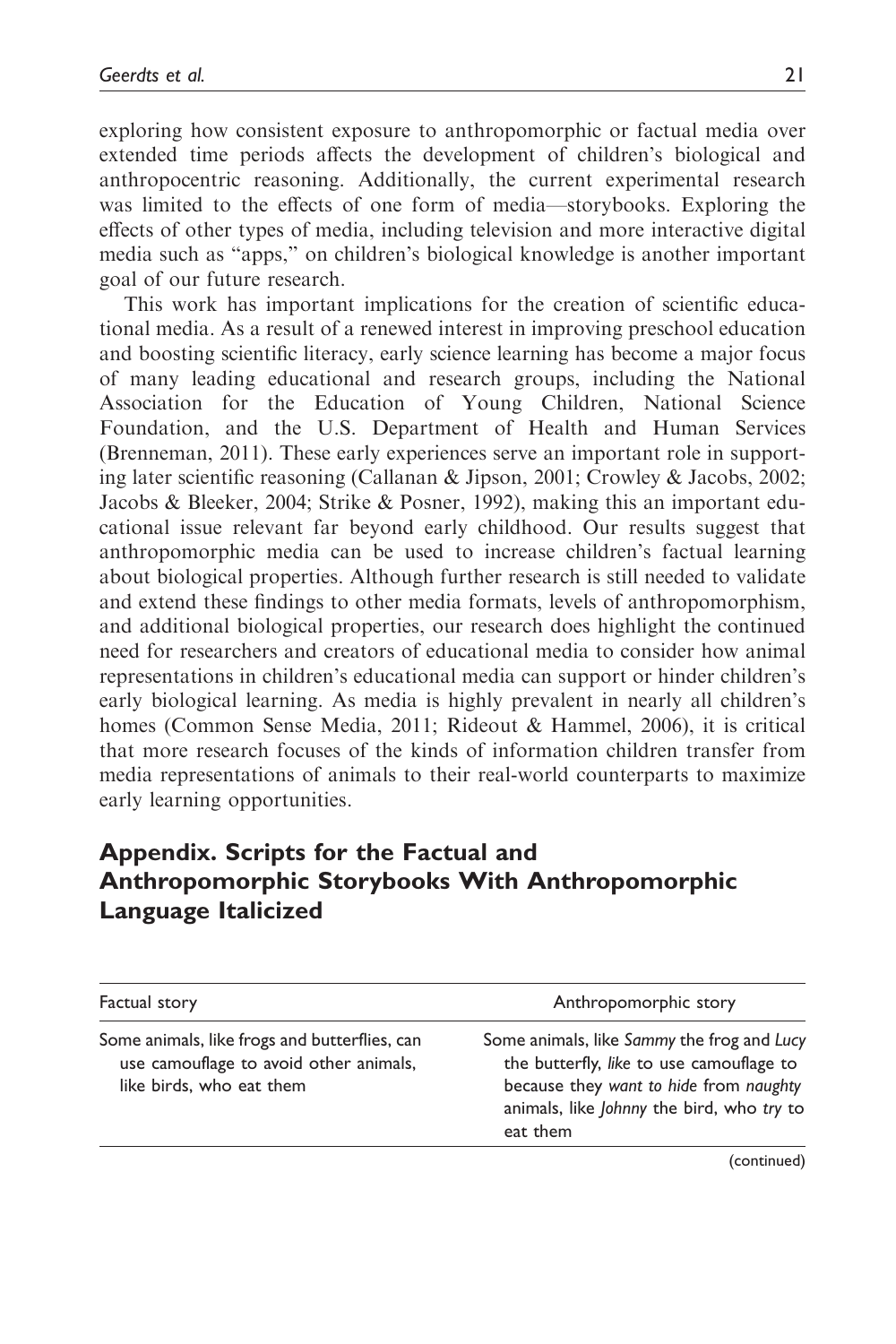exploring how consistent exposure to anthropomorphic or factual media over extended time periods affects the development of children's biological and anthropocentric reasoning. Additionally, the current experimental research was limited to the effects of one form of media—storybooks. Exploring the effects of other types of media, including television and more interactive digital media such as "apps," on children's biological knowledge is another important goal of our future research.

This work has important implications for the creation of scientific educational media. As a result of a renewed interest in improving preschool education and boosting scientific literacy, early science learning has become a major focus of many leading educational and research groups, including the National Association for the Education of Young Children, National Science Foundation, and the U.S. Department of Health and Human Services (Brenneman, 2011). These early experiences serve an important role in supporting later scientific reasoning (Callanan & Jipson, 2001; Crowley & Jacobs, 2002; Jacobs & Bleeker, 2004; Strike & Posner, 1992), making this an important educational issue relevant far beyond early childhood. Our results suggest that anthropomorphic media can be used to increase children's factual learning about biological properties. Although further research is still needed to validate and extend these findings to other media formats, levels of anthropomorphism, and additional biological properties, our research does highlight the continued need for researchers and creators of educational media to consider how animal representations in children's educational media can support or hinder children's early biological learning. As media is highly prevalent in nearly all children's homes (Common Sense Media, 2011; Rideout & Hammel, 2006), it is critical that more research focuses of the kinds of information children transfer from media representations of animals to their real-world counterparts to maximize early learning opportunities.

## Appendix. Scripts for the Factual and Anthropomorphic Storybooks With Anthropomorphic Language Italicized

| Factual story | Anthropomorphic story |
|---|---|
| Some animals, like frogs and butterflies, can use camouflage to avoid other animals, like birds, who eat them | Some animals, like *Sammy* the frog and *Lucy* the butterfly, *like* to use camouflage to because they *want to hide* from *naughty* animals, like *Johnny* the bird, who *try* to eat them |

(continued)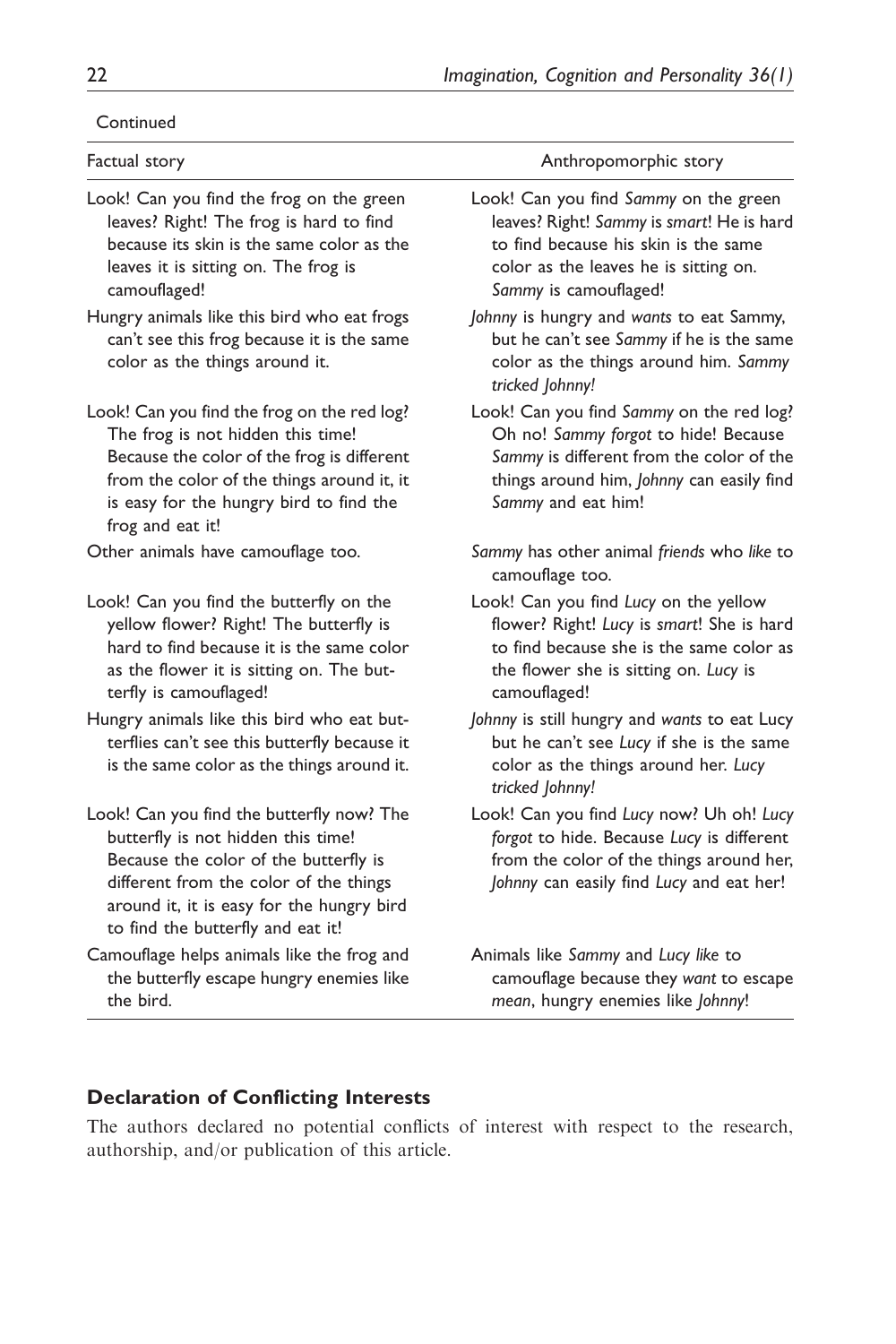Continued

| Factual story | Anthropomorphic story |
| --- | --- |
| Look! Can you find the frog on the green leaves? Right! The frog is hard to find because its skin is the same color as the leaves it is sitting on. The frog is camouflaged! | Look! Can you find *Sammy* on the green leaves? Right! *Sammy* is *smart*! He is hard to find because his skin is the same color as the leaves he is sitting on. *Sammy* is camouflaged! |
| Hungry animals like this bird who eat frogs can't see this frog because it is the same color as the things around it. | *Johnny* is hungry and *wants* to eat Sammy, but he can't see *Sammy* if he is the same color as the things around him. *Sammy tricked Johnny!* |
| Look! Can you find the frog on the red log? The frog is not hidden this time! Because the color of the frog is different from the color of the things around it, it is easy for the hungry bird to find the frog and eat it! | Look! Can you find *Sammy* on the red log? Oh no! *Sammy forgot* to hide! Because *Sammy* is different from the color of the things around him, *Johnny* can easily find *Sammy* and eat him! |
| Other animals have camouflage too. | *Sammy* has other animal *friends* who *like* to camouflage too. |
| Look! Can you find the butterfly on the yellow flower? Right! The butterfly is hard to find because it is the same color as the flower it is sitting on. The butterfly is camouflaged! | Look! Can you find *Lucy* on the yellow flower? Right! *Lucy* is *smart*! She is hard to find because she is the same color as the flower she is sitting on. *Lucy* is camouflaged! |
| Hungry animals like this bird who eat butterflies can't see this butterfly because it is the same color as the things around it. | *Johnny* is still hungry and *wants* to eat Lucy but he can't see *Lucy* if she is the same color as the things around her. *Lucy tricked Johnny!* |
| Look! Can you find the butterfly now? The butterfly is not hidden this time! Because the color of the butterfly is different from the color of the things around it, it is easy for the hungry bird to find the butterfly and eat it! | Look! Can you find *Lucy* now? Uh oh! *Lucy forgot* to hide. Because *Lucy* is different from the color of the things around her, *Johnny* can easily find *Lucy* and eat her! |
| Camouflage helps animals like the frog and the butterfly escape hungry enemies like the bird. | Animals like *Sammy* and *Lucy like* to camouflage because they *want* to escape *mean*, hungry enemies like *Johnny*! |

### Declaration of Conflicting Interests

The authors declared no potential conflicts of interest with respect to the research, authorship, and/or publication of this article.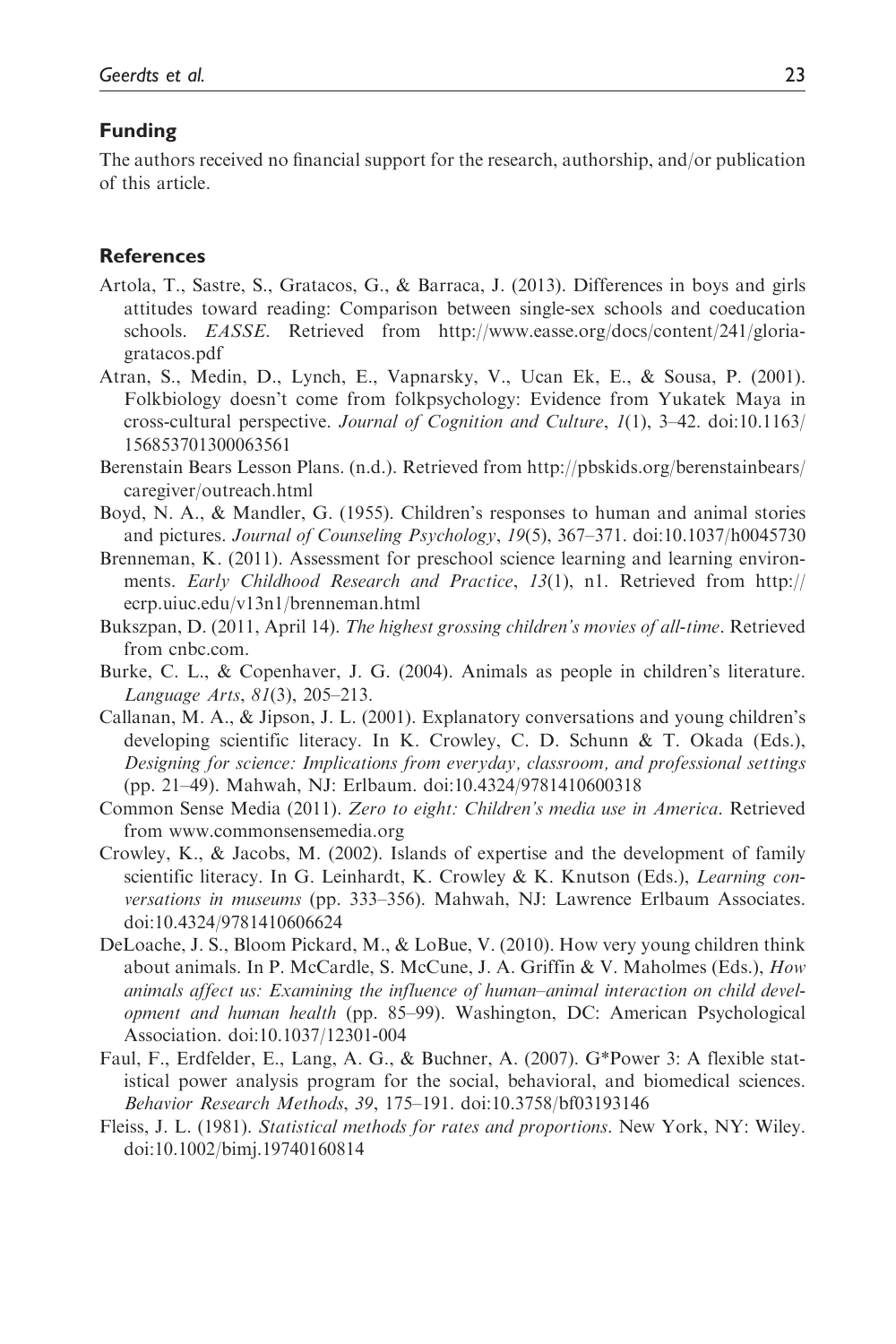## Funding

The authors received no financial support for the research, authorship, and/or publication of this article.

## References

Artola, T., Sastre, S., Gratacos, G., & Barraca, J. (2013). Differences in boys and girls attitudes toward reading: Comparison between single-sex schools and coeducation schools. *EASSE*. Retrieved from http://www.easse.org/docs/content/241/gloria-gratacos.pdf

Atran, S., Medin, D., Lynch, E., Vapnarsky, V., Ucan Ek, E., & Sousa, P. (2001). Folkbiology doesn't come from folkpsychology: Evidence from Yukatek Maya in cross-cultural perspective. *Journal of Cognition and Culture*, *1*(1), 3–42. doi:10.1163/156853701300063561

Berenstain Bears Lesson Plans. (n.d.). Retrieved from http://pbskids.org/berenstainbears/caregiver/outreach.html

Boyd, N. A., & Mandler, G. (1955). Children's responses to human and animal stories and pictures. *Journal of Counseling Psychology*, *19*(5), 367–371. doi:10.1037/h0045730

Brenneman, K. (2011). Assessment for preschool science learning and learning environments. *Early Childhood Research and Practice*, *13*(1), n1. Retrieved from http://ecrp.uiuc.edu/v13n1/brenneman.html

Bukszpan, D. (2011, April 14). *The highest grossing children's movies of all-time*. Retrieved from cnbc.com.

Burke, C. L., & Copenhaver, J. G. (2004). Animals as people in children's literature. *Language Arts*, *81*(3), 205–213.

Callanan, M. A., & Jipson, J. L. (2001). Explanatory conversations and young children's developing scientific literacy. In K. Crowley, C. D. Schunn & T. Okada (Eds.), *Designing for science: Implications from everyday, classroom, and professional settings* (pp. 21–49). Mahwah, NJ: Erlbaum. doi:10.4324/9781410600318

Common Sense Media (2011). *Zero to eight: Children's media use in America*. Retrieved from www.commonsensemedia.org

Crowley, K., & Jacobs, M. (2002). Islands of expertise and the development of family scientific literacy. In G. Leinhardt, K. Crowley & K. Knutson (Eds.), *Learning conversations in museums* (pp. 333–356). Mahwah, NJ: Lawrence Erlbaum Associates. doi:10.4324/9781410606624

DeLoache, J. S., Bloom Pickard, M., & LoBue, V. (2010). How very young children think about animals. In P. McCardle, S. McCune, J. A. Griffin & V. Maholmes (Eds.), *How animals affect us: Examining the influence of human–animal interaction on child development and human health* (pp. 85–99). Washington, DC: American Psychological Association. doi:10.1037/12301-004

Faul, F., Erdfelder, E., Lang, A. G., & Buchner, A. (2007). G*Power 3: A flexible statistical power analysis program for the social, behavioral, and biomedical sciences. *Behavior Research Methods*, *39*, 175–191. doi:10.3758/bf03193146

Fleiss, J. L. (1981). *Statistical methods for rates and proportions*. New York, NY: Wiley. doi:10.1002/bimj.19740160814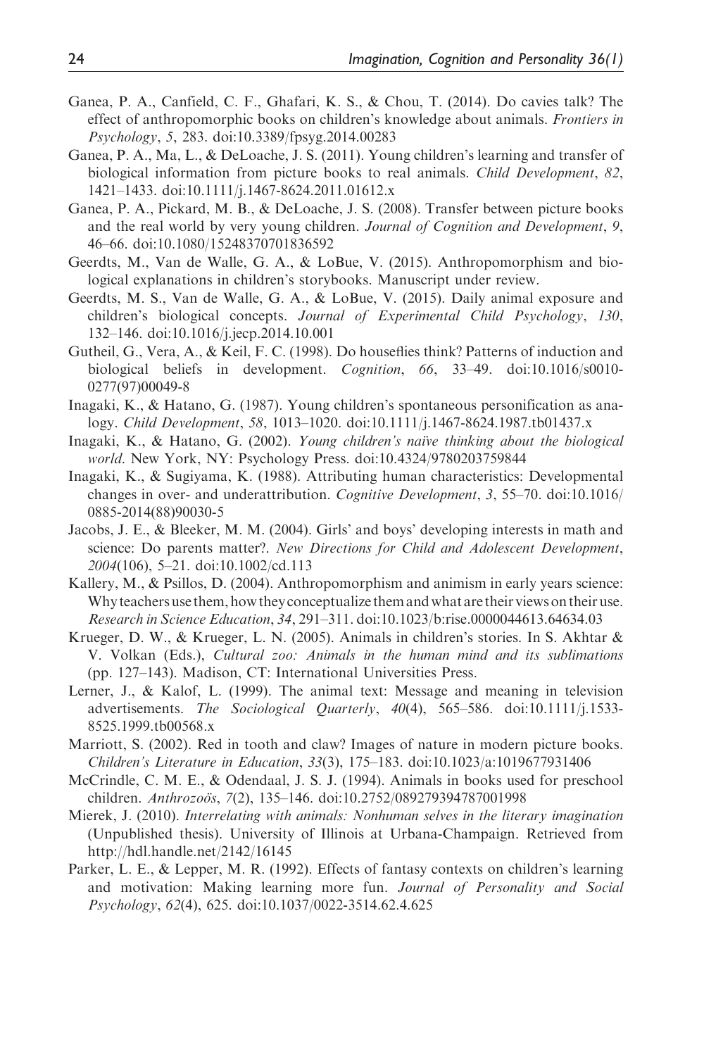Ganea, P. A., Canfield, C. F., Ghafari, K. S., & Chou, T. (2014). Do cavies talk? The effect of anthropomorphic books on children's knowledge about animals. *Frontiers in Psychology*, *5*, 283. doi:10.3389/fpsyg.2014.00283

Ganea, P. A., Ma, L., & DeLoache, J. S. (2011). Young children's learning and transfer of biological information from picture books to real animals. *Child Development*, *82*, 1421–1433. doi:10.1111/j.1467-8624.2011.01612.x

Ganea, P. A., Pickard, M. B., & DeLoache, J. S. (2008). Transfer between picture books and the real world by very young children. *Journal of Cognition and Development*, *9*, 46–66. doi:10.1080/15248370701836592

Geerdts, M., Van de Walle, G. A., & LoBue, V. (2015). Anthropomorphism and biological explanations in children's storybooks. Manuscript under review.

Geerdts, M. S., Van de Walle, G. A., & LoBue, V. (2015). Daily animal exposure and children's biological concepts. *Journal of Experimental Child Psychology*, *130*, 132–146. doi:10.1016/j.jecp.2014.10.001

Gutheil, G., Vera, A., & Keil, F. C. (1998). Do houseflies think? Patterns of induction and biological beliefs in development. *Cognition*, *66*, 33–49. doi:10.1016/s0010-0277(97)00049-8

Inagaki, K., & Hatano, G. (1987). Young children's spontaneous personification as analogy. *Child Development*, *58*, 1013–1020. doi:10.1111/j.1467-8624.1987.tb01437.x

Inagaki, K., & Hatano, G. (2002). *Young children's naïve thinking about the biological world*. New York, NY: Psychology Press. doi:10.4324/9780203759844

Inagaki, K., & Sugiyama, K. (1988). Attributing human characteristics: Developmental changes in over- and underattribution. *Cognitive Development*, *3*, 55–70. doi:10.1016/0885-2014(88)90030-5

Jacobs, J. E., & Bleeker, M. M. (2004). Girls' and boys' developing interests in math and science: Do parents matter?. *New Directions for Child and Adolescent Development*, *2004*(106), 5–21. doi:10.1002/cd.113

Kallery, M., & Psillos, D. (2004). Anthropomorphism and animism in early years science: Why teachers use them, how they conceptualize them and what are their views on their use. *Research in Science Education*, *34*, 291–311. doi:10.1023/b:rise.0000044613.64634.03

Krueger, D. W., & Krueger, L. N. (2005). Animals in children's stories. In S. Akhtar & V. Volkan (Eds.), *Cultural zoo: Animals in the human mind and its sublimations* (pp. 127–143). Madison, CT: International Universities Press.

Lerner, J., & Kalof, L. (1999). The animal text: Message and meaning in television advertisements. *The Sociological Quarterly*, *40*(4), 565–586. doi:10.1111/j.1533-8525.1999.tb00568.x

Marriott, S. (2002). Red in tooth and claw? Images of nature in modern picture books. *Children's Literature in Education*, *33*(3), 175–183. doi:10.1023/a:1019677931406

McCrindle, C. M. E., & Odendaal, J. S. J. (1994). Animals in books used for preschool children. *Anthrozoös*, *7*(2), 135–146. doi:10.2752/089279394787001998

Mierek, J. (2010). *Interrelating with animals: Nonhuman selves in the literary imagination* (Unpublished thesis). University of Illinois at Urbana-Champaign. Retrieved from http://hdl.handle.net/2142/16145

Parker, L. E., & Lepper, M. R. (1992). Effects of fantasy contexts on children's learning and motivation: Making learning more fun. *Journal of Personality and Social Psychology*, *62*(4), 625. doi:10.1037/0022-3514.62.4.625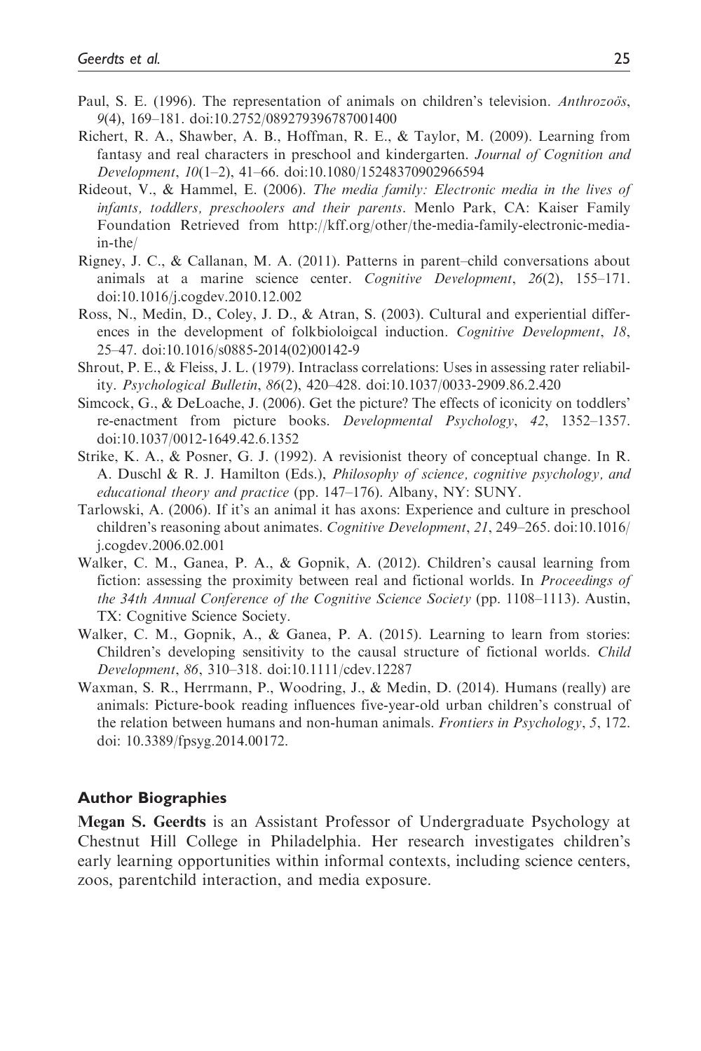Paul, S. E. (1996). The representation of animals on children's television. *Anthrozoös*, *9*(4), 169–181. doi:10.2752/089279396787001400

Richert, R. A., Shawber, A. B., Hoffman, R. E., & Taylor, M. (2009). Learning from fantasy and real characters in preschool and kindergarten. *Journal of Cognition and Development*, *10*(1–2), 41–66. doi:10.1080/15248370902966594

Rideout, V., & Hammel, E. (2006). *The media family: Electronic media in the lives of infants, toddlers, preschoolers and their parents*. Menlo Park, CA: Kaiser Family Foundation Retrieved from http://kff.org/other/the-media-family-electronic-media-in-the/

Rigney, J. C., & Callanan, M. A. (2011). Patterns in parent–child conversations about animals at a marine science center. *Cognitive Development*, *26*(2), 155–171. doi:10.1016/j.cogdev.2010.12.002

Ross, N., Medin, D., Coley, J. D., & Atran, S. (2003). Cultural and experiential differences in the development of folkbioloigcal induction. *Cognitive Development*, *18*, 25–47. doi:10.1016/s0885-2014(02)00142-9

Shrout, P. E., & Fleiss, J. L. (1979). Intraclass correlations: Uses in assessing rater reliability. *Psychological Bulletin*, *86*(2), 420–428. doi:10.1037/0033-2909.86.2.420

Simcock, G., & DeLoache, J. (2006). Get the picture? The effects of iconicity on toddlers' re-enactment from picture books. *Developmental Psychology*, *42*, 1352–1357. doi:10.1037/0012-1649.42.6.1352

Strike, K. A., & Posner, G. J. (1992). A revisionist theory of conceptual change. In R. A. Duschl & R. J. Hamilton (Eds.), *Philosophy of science, cognitive psychology, and educational theory and practice* (pp. 147–176). Albany, NY: SUNY.

Tarlowski, A. (2006). If it's an animal it has axons: Experience and culture in preschool children's reasoning about animates. *Cognitive Development*, *21*, 249–265. doi:10.1016/j.cogdev.2006.02.001

Walker, C. M., Ganea, P. A., & Gopnik, A. (2012). Children's causal learning from fiction: assessing the proximity between real and fictional worlds. In *Proceedings of the 34th Annual Conference of the Cognitive Science Society* (pp. 1108–1113). Austin, TX: Cognitive Science Society.

Walker, C. M., Gopnik, A., & Ganea, P. A. (2015). Learning to learn from stories: Children's developing sensitivity to the causal structure of fictional worlds. *Child Development*, *86*, 310–318. doi:10.1111/cdev.12287

Waxman, S. R., Herrmann, P., Woodring, J., & Medin, D. (2014). Humans (really) are animals: Picture-book reading influences five-year-old urban children's construal of the relation between humans and non-human animals. *Frontiers in Psychology*, *5*, 172. doi: 10.3389/fpsyg.2014.00172.

## Author Biographies

**Megan S. Geerdts** is an Assistant Professor of Undergraduate Psychology at Chestnut Hill College in Philadelphia. Her research investigates children's early learning opportunities within informal contexts, including science centers, zoos, parentchild interaction, and media exposure.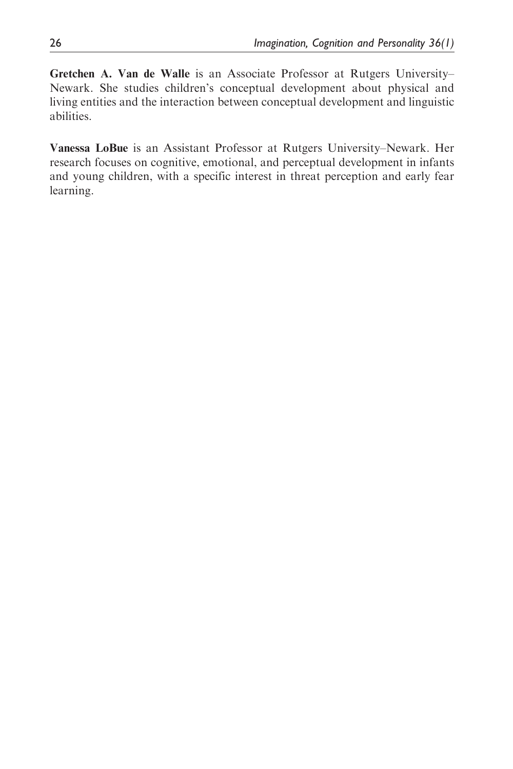**Gretchen A. Van de Walle** is an Associate Professor at Rutgers University–Newark. She studies children's conceptual development about physical and living entities and the interaction between conceptual development and linguistic abilities.

**Vanessa LoBue** is an Assistant Professor at Rutgers University–Newark. Her research focuses on cognitive, emotional, and perceptual development in infants and young children, with a specific interest in threat perception and early fear learning.